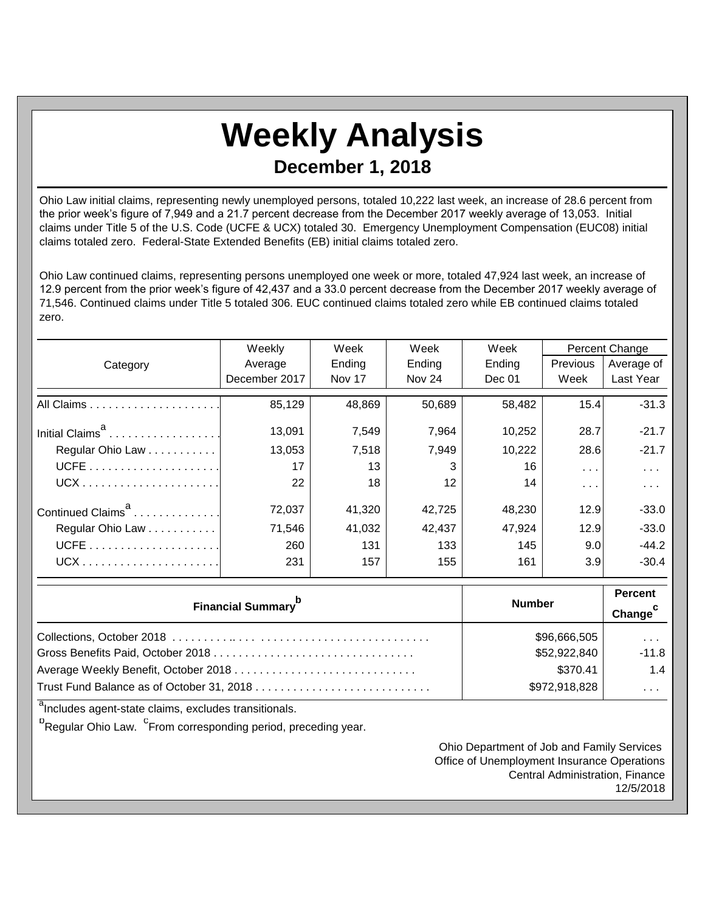# Weekly Analysis

## December 1, 2018

Ohio Law initial claims, representing newly unemployed persons, totaled 10,222 last week, an increase of 28.6 percent from the prior week's figure of 7,949 and a 21.7 percent decrease from the December 2017 weekly average of 13,053. Initial claims under Title 5 of the U.S. Code (UCFE & UCX) totaled 30. Emergency Unemployment Compensation (EUC08) initial claims totaled zero. Federal-State Extended Benefits (EB) initial claims totaled zero.

Ohio Law continued claims, representing persons unemployed one week or more, totaled 47,924 last week, an increase of 12.9 percent from the prior week's figure of 42,437 and a 33.0 percent decrease from the December 2017 weekly average of 71,546. Continued claims under Title 5 totaled 306. EUC continued claims totaled zero while EB continued claims totaled zero.

| Category | Weekly Average December 2017 | Week Ending Nov 17 | Week Ending Nov 24 | Week Ending Dec 01 | Percent Change | |
|---|---|---|---|---|---|---|
| | | | | | Previous Week | Average of Last Year |
| All Claims | 85,129 | 48,869 | 50,689 | 58,482 | 15.4 | -31.3 |
| Initial Claims[a] | 13,091 | 7,549 | 7,964 | 10,252 | 28.7 | -21.7 |
| Regular Ohio Law | 13,053 | 7,518 | 7,949 | 10,222 | 28.6 | -21.7 |
| UCFE | 17 | 13 | 3 | 16 | . . . | . . . |
| UCX | 22 | 18 | 12 | 14 | . . . | . . . |
| Continued Claims[a] | 72,037 | 41,320 | 42,725 | 48,230 | 12.9 | -33.0 |
| Regular Ohio Law | 71,546 | 41,032 | 42,437 | 47,924 | 12.9 | -33.0 |
| UCFE | 260 | 131 | 133 | 145 | 9.0 | -44.2 |
| UCX | 231 | 157 | 155 | 161 | 3.9 | -30.4 |

| Financial Summary[b] | Number | Percent Change[c] |
|---|---|---|
| Collections, October 2018 | $96,666,505 | . . . |
| Gross Benefits Paid, October 2018 | $52,922,840 | -11.8 |
| Average Weekly Benefit, October 2018 | $370.41 | 1.4 |
| Trust Fund Balance as of October 31, 2018 | $972,918,828 | . . . |

[a]Includes agent-state claims, excludes transitionals.

[b]Regular Ohio Law. [c]From corresponding period, preceding year.

Ohio Department of Job and Family Services
Office of Unemployment Insurance Operations
Central Administration, Finance
12/5/2018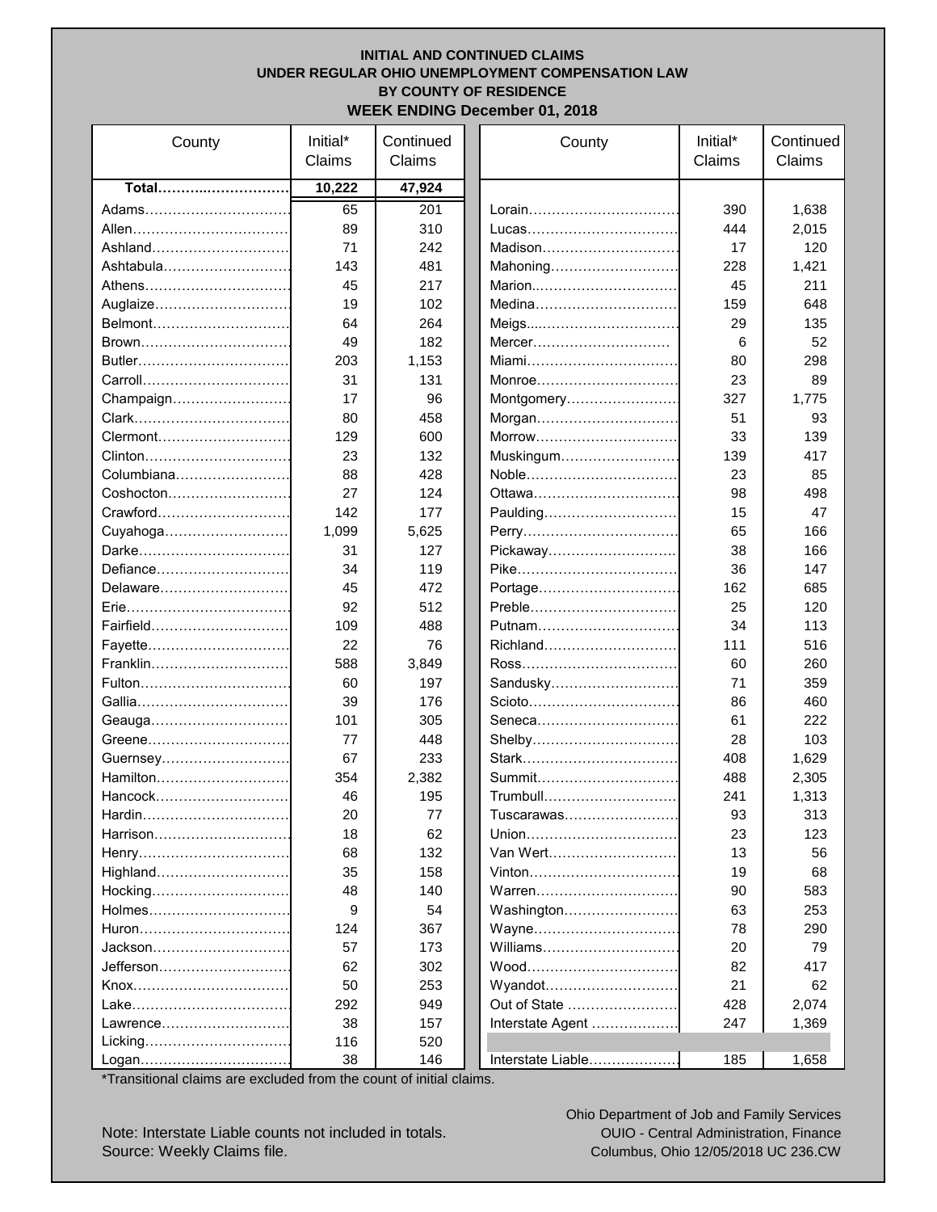**INITIAL AND CONTINUED CLAIMS**
**UNDER REGULAR OHIO UNEMPLOYMENT COMPENSATION LAW**
**BY COUNTY OF RESIDENCE**
**WEEK ENDING December 01, 2018**

| County | Initial* Claims | Continued Claims | County | Initial* Claims | Continued Claims |
|---|---|---|---|---|---|
| **Total** | **10,222** | **47,924** | | | |
| Adams | 65 | 201 | Lorain | 390 | 1,638 |
| Allen | 89 | 310 | Lucas | 444 | 2,015 |
| Ashland | 71 | 242 | Madison | 17 | 120 |
| Ashtabula | 143 | 481 | Mahoning | 228 | 1,421 |
| Athens | 45 | 217 | Marion | 45 | 211 |
| Auglaize | 19 | 102 | Medina | 159 | 648 |
| Belmont | 64 | 264 | Meigs | 29 | 135 |
| Brown | 49 | 182 | Mercer | 6 | 52 |
| Butler | 203 | 1,153 | Miami | 80 | 298 |
| Carroll | 31 | 131 | Monroe | 23 | 89 |
| Champaign | 17 | 96 | Montgomery | 327 | 1,775 |
| Clark | 80 | 458 | Morgan | 51 | 93 |
| Clermont | 129 | 600 | Morrow | 33 | 139 |
| Clinton | 23 | 132 | Muskingum | 139 | 417 |
| Columbiana | 88 | 428 | Noble | 23 | 85 |
| Coshocton | 27 | 124 | Ottawa | 98 | 498 |
| Crawford | 142 | 177 | Paulding | 15 | 47 |
| Cuyahoga | 1,099 | 5,625 | Perry | 65 | 166 |
| Darke | 31 | 127 | Pickaway | 38 | 166 |
| Defiance | 34 | 119 | Pike | 36 | 147 |
| Delaware | 45 | 472 | Portage | 162 | 685 |
| Erie | 92 | 512 | Preble | 25 | 120 |
| Fairfield | 109 | 488 | Putnam | 34 | 113 |
| Fayette | 22 | 76 | Richland | 111 | 516 |
| Franklin | 588 | 3,849 | Ross | 60 | 260 |
| Fulton | 60 | 197 | Sandusky | 71 | 359 |
| Gallia | 39 | 176 | Scioto | 86 | 460 |
| Geauga | 101 | 305 | Seneca | 61 | 222 |
| Greene | 77 | 448 | Shelby | 28 | 103 |
| Guernsey | 67 | 233 | Stark | 408 | 1,629 |
| Hamilton | 354 | 2,382 | Summit | 488 | 2,305 |
| Hancock | 46 | 195 | Trumbull | 241 | 1,313 |
| Hardin | 20 | 77 | Tuscarawas | 93 | 313 |
| Harrison | 18 | 62 | Union | 23 | 123 |
| Henry | 68 | 132 | Van Wert | 13 | 56 |
| Highland | 35 | 158 | Vinton | 19 | 68 |
| Hocking | 48 | 140 | Warren | 90 | 583 |
| Holmes | 9 | 54 | Washington | 63 | 253 |
| Huron | 124 | 367 | Wayne | 78 | 290 |
| Jackson | 57 | 173 | Williams | 20 | 79 |
| Jefferson | 62 | 302 | Wood | 82 | 417 |
| Knox | 50 | 253 | Wyandot | 21 | 62 |
| Lake | 292 | 949 | Out of State | 428 | 2,074 |
| Lawrence | 38 | 157 | Interstate Agent | 247 | 1,369 |
| Licking | 116 | 520 | | | |
| Logan | 38 | 146 | Interstate Liable | 185 | 1,658 |

*Transitional claims are excluded from the count of initial claims.

Note: Interstate Liable counts not included in totals.
Source: Weekly Claims file.

Ohio Department of Job and Family Services
OUIO - Central Administration, Finance
Columbus, Ohio 12/05/2018 UC 236.CW